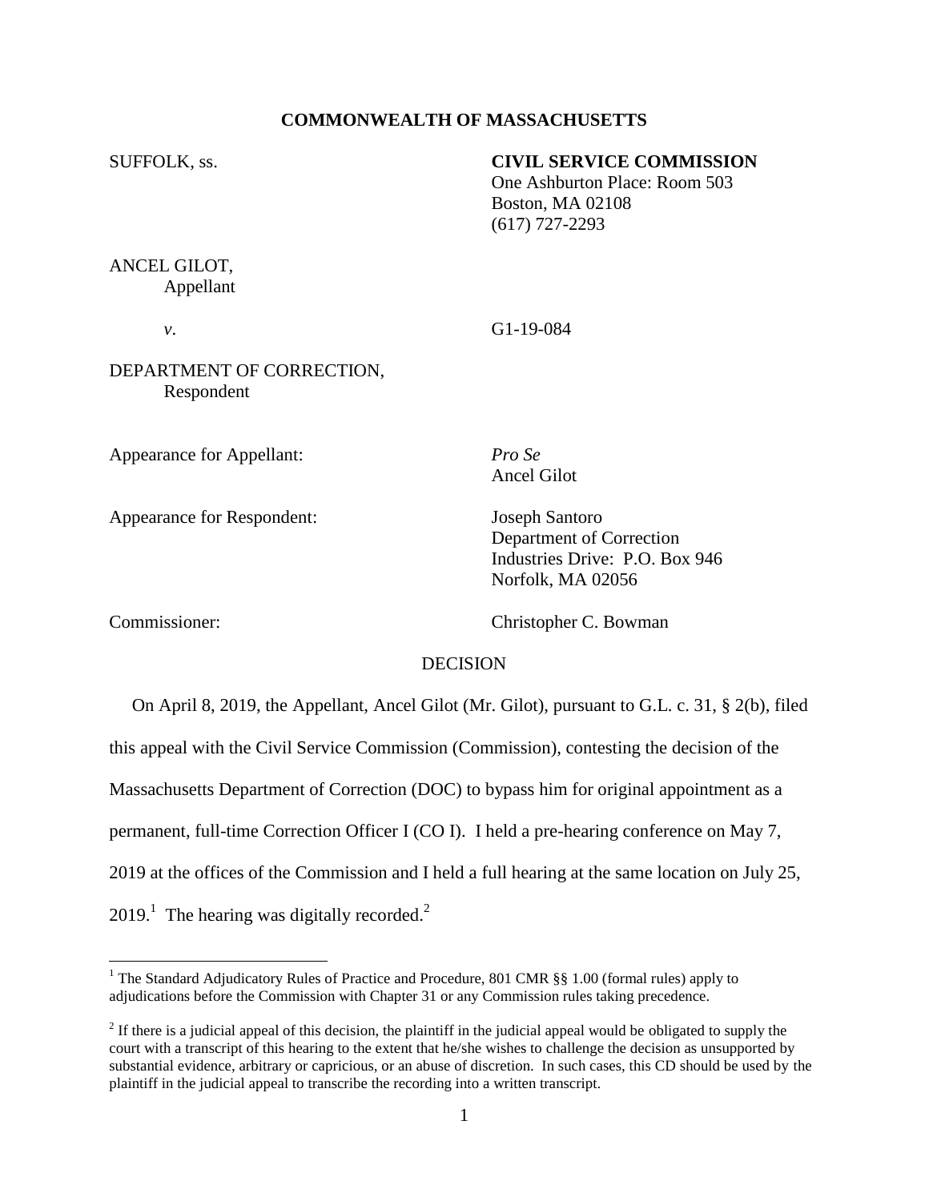**COMMONWEALTH OF MASSACHUSETTS**

SUFFOLK, ss.

**CIVIL SERVICE COMMISSION**
One Ashburton Place: Room 503
Boston, MA 02108
(617) 727-2293

ANCEL GILOT,
Appellant

*v*.

G1-19-084

DEPARTMENT OF CORRECTION,
Respondent

Appearance for Appellant: *Pro Se*
Ancel Gilot

Appearance for Respondent: Joseph Santoro
Department of Correction
Industries Drive: P.O. Box 946
Norfolk, MA 02056

Commissioner: Christopher C. Bowman

DECISION

On April 8, 2019, the Appellant, Ancel Gilot (Mr. Gilot), pursuant to G.L. c. 31, § 2(b), filed this appeal with the Civil Service Commission (Commission), contesting the decision of the Massachusetts Department of Correction (DOC) to bypass him for original appointment as a permanent, full-time Correction Officer I (CO I). I held a pre-hearing conference on May 7, 2019 at the offices of the Commission and I held a full hearing at the same location on July 25, 2019.[1] The hearing was digitally recorded.[2]

---

[1] The Standard Adjudicatory Rules of Practice and Procedure, 801 CMR §§ 1.00 (formal rules) apply to adjudications before the Commission with Chapter 31 or any Commission rules taking precedence.

[2] If there is a judicial appeal of this decision, the plaintiff in the judicial appeal would be obligated to supply the court with a transcript of this hearing to the extent that he/she wishes to challenge the decision as unsupported by substantial evidence, arbitrary or capricious, or an abuse of discretion. In such cases, this CD should be used by the plaintiff in the judicial appeal to transcribe the recording into a written transcript.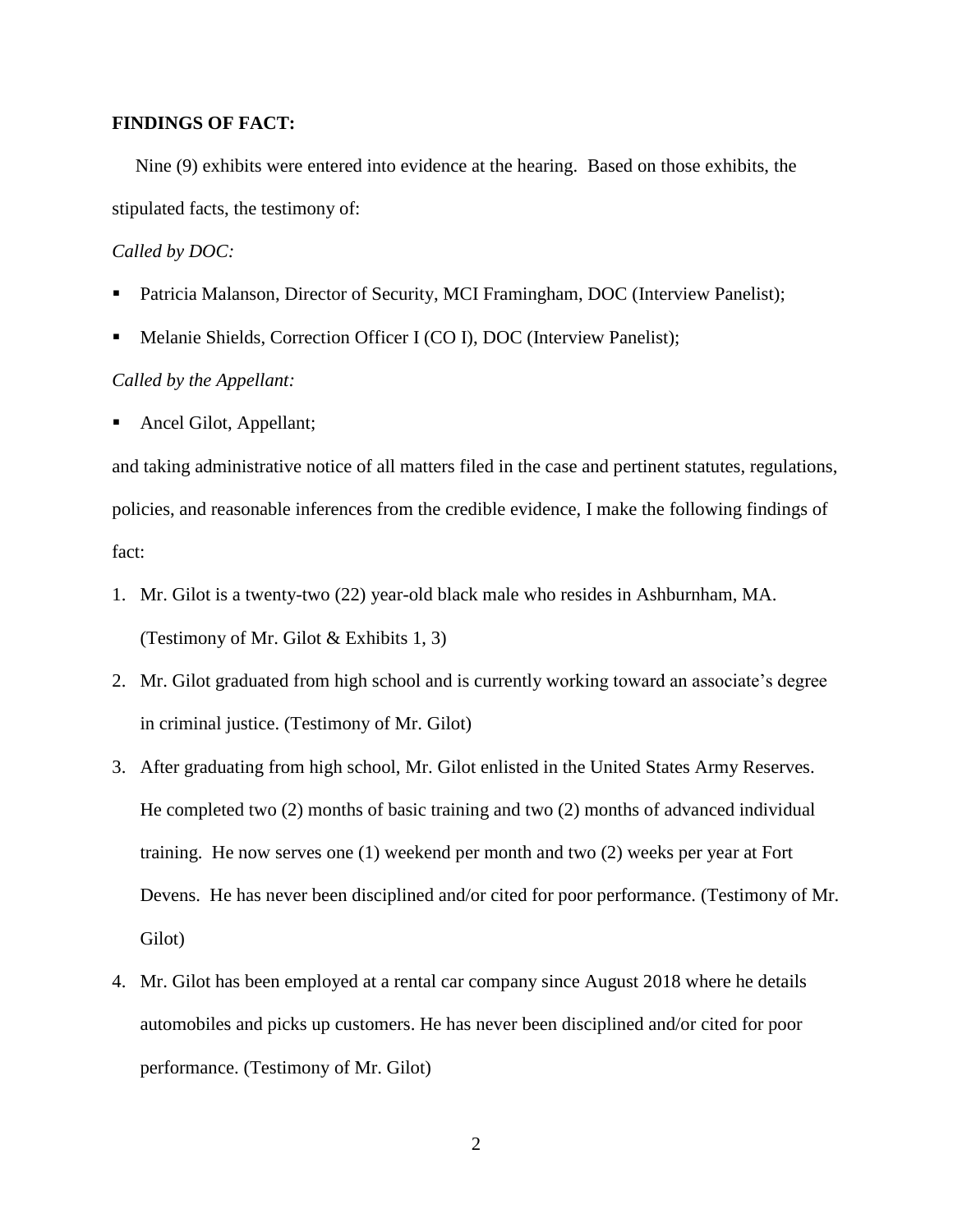**FINDINGS OF FACT:**

Nine (9) exhibits were entered into evidence at the hearing. Based on those exhibits, the stipulated facts, the testimony of:

*Called by DOC:*

- Patricia Malanson, Director of Security, MCI Framingham, DOC (Interview Panelist);
- Melanie Shields, Correction Officer I (CO I), DOC (Interview Panelist);

*Called by the Appellant:*

- Ancel Gilot, Appellant;

and taking administrative notice of all matters filed in the case and pertinent statutes, regulations, policies, and reasonable inferences from the credible evidence, I make the following findings of fact:

1. Mr. Gilot is a twenty-two (22) year-old black male who resides in Ashburnham, MA. (Testimony of Mr. Gilot & Exhibits 1, 3)
2. Mr. Gilot graduated from high school and is currently working toward an associate's degree in criminal justice. (Testimony of Mr. Gilot)
3. After graduating from high school, Mr. Gilot enlisted in the United States Army Reserves. He completed two (2) months of basic training and two (2) months of advanced individual training. He now serves one (1) weekend per month and two (2) weeks per year at Fort Devens. He has never been disciplined and/or cited for poor performance. (Testimony of Mr. Gilot)
4. Mr. Gilot has been employed at a rental car company since August 2018 where he details automobiles and picks up customers. He has never been disciplined and/or cited for poor performance. (Testimony of Mr. Gilot)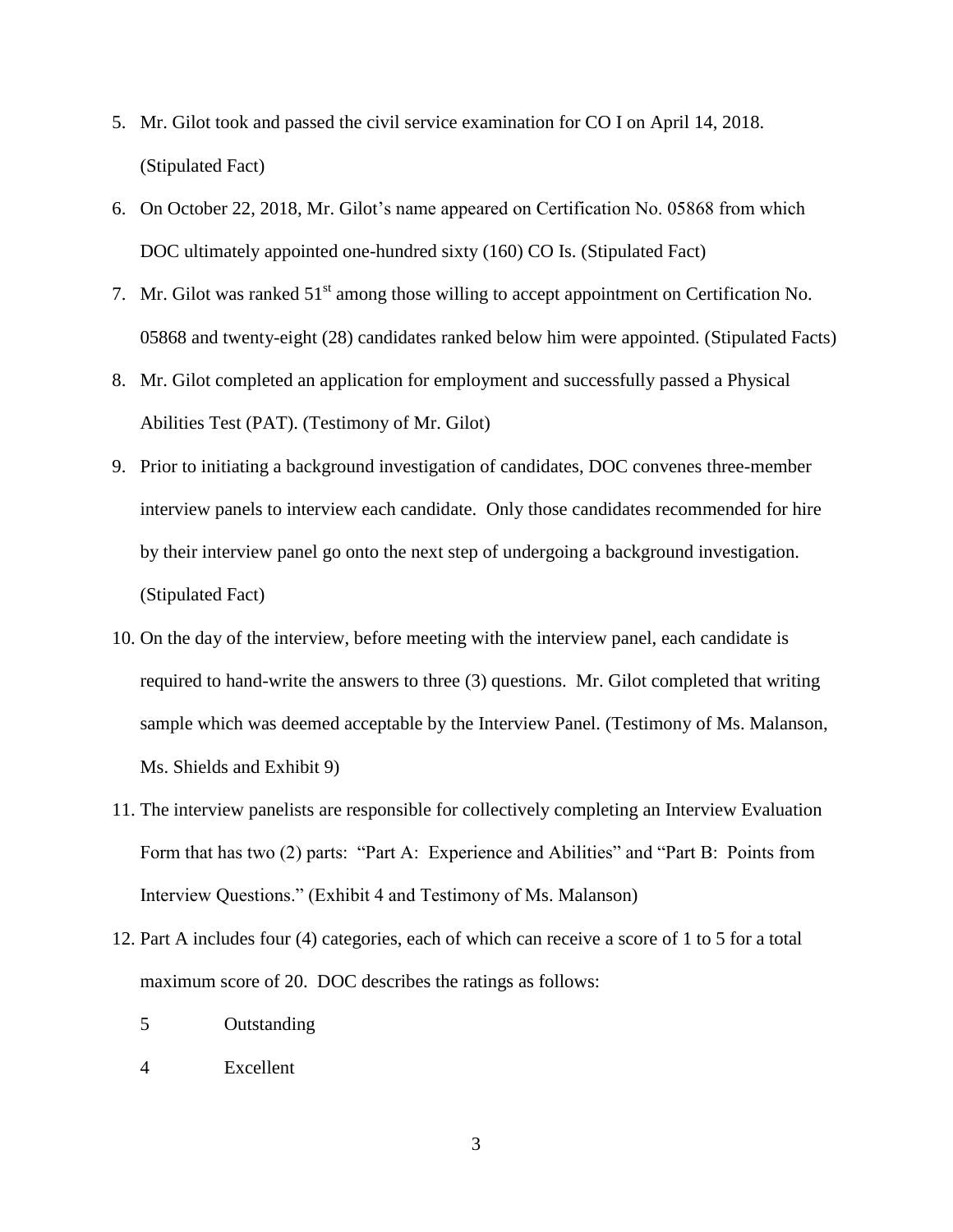5. Mr. Gilot took and passed the civil service examination for CO I on April 14, 2018. (Stipulated Fact)

6. On October 22, 2018, Mr. Gilot's name appeared on Certification No. 05868 from which DOC ultimately appointed one-hundred sixty (160) CO Is. (Stipulated Fact)

7. Mr. Gilot was ranked 51st among those willing to accept appointment on Certification No. 05868 and twenty-eight (28) candidates ranked below him were appointed. (Stipulated Facts)

8. Mr. Gilot completed an application for employment and successfully passed a Physical Abilities Test (PAT). (Testimony of Mr. Gilot)

9. Prior to initiating a background investigation of candidates, DOC convenes three-member interview panels to interview each candidate. Only those candidates recommended for hire by their interview panel go onto the next step of undergoing a background investigation. (Stipulated Fact)

10. On the day of the interview, before meeting with the interview panel, each candidate is required to hand-write the answers to three (3) questions. Mr. Gilot completed that writing sample which was deemed acceptable by the Interview Panel. (Testimony of Ms. Malanson, Ms. Shields and Exhibit 9)

11. The interview panelists are responsible for collectively completing an Interview Evaluation Form that has two (2) parts: "Part A: Experience and Abilities" and "Part B: Points from Interview Questions." (Exhibit 4 and Testimony of Ms. Malanson)

12. Part A includes four (4) categories, each of which can receive a score of 1 to 5 for a total maximum score of 20. DOC describes the ratings as follows:

    5 Outstanding

    4 Excellent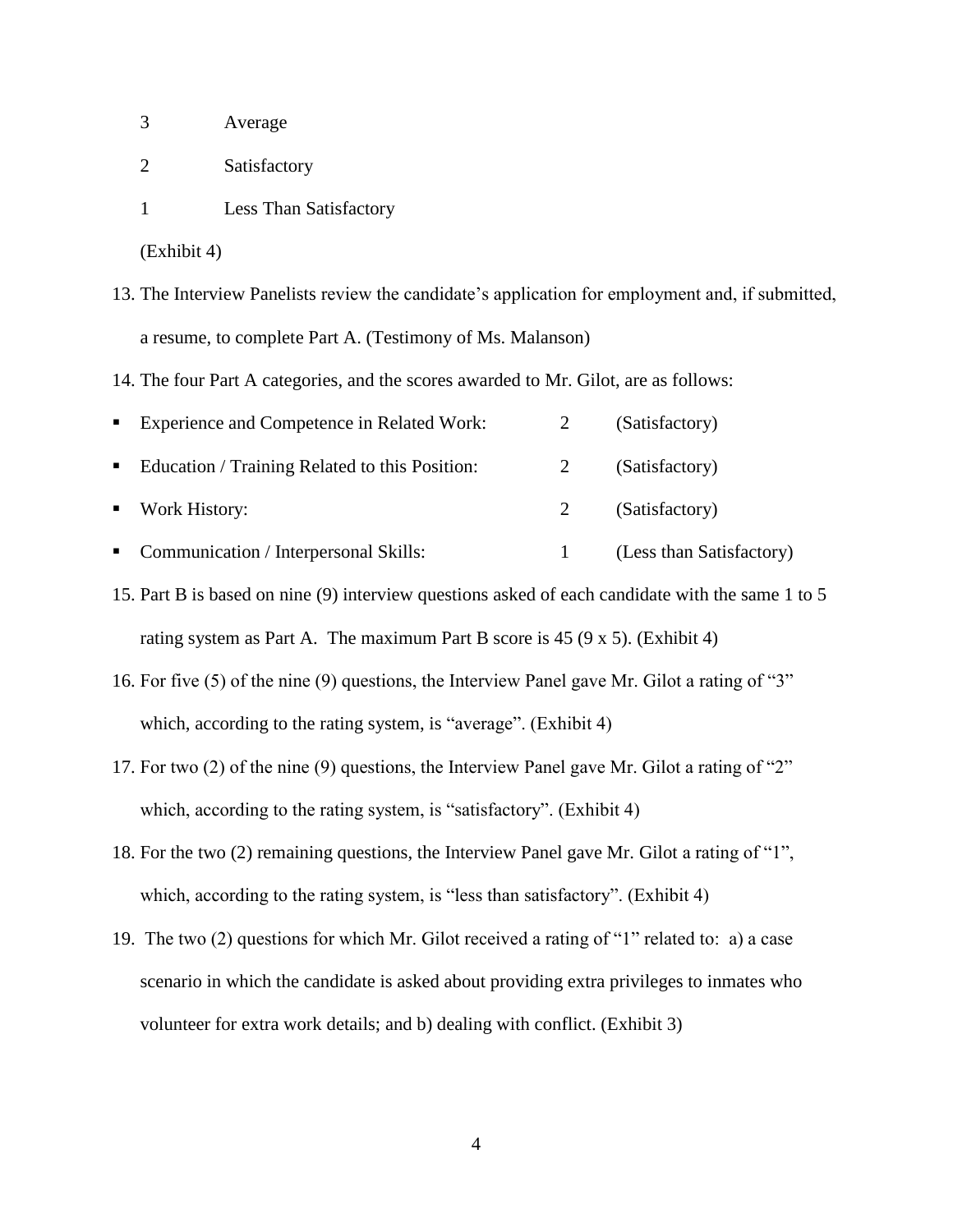3 Average

2 Satisfactory

1 Less Than Satisfactory

(Exhibit 4)

13. The Interview Panelists review the candidate's application for employment and, if submitted, a resume, to complete Part A. (Testimony of Ms. Malanson)

14. The four Part A categories, and the scores awarded to Mr. Gilot, are as follows:

- Experience and Competence in Related Work: 2 (Satisfactory)
- Education / Training Related to this Position: 2 (Satisfactory)
- Work History: 2 (Satisfactory)
- Communication / Interpersonal Skills: 1 (Less than Satisfactory)

15. Part B is based on nine (9) interview questions asked of each candidate with the same 1 to 5 rating system as Part A. The maximum Part B score is 45 (9 x 5). (Exhibit 4)

16. For five (5) of the nine (9) questions, the Interview Panel gave Mr. Gilot a rating of "3" which, according to the rating system, is "average". (Exhibit 4)

17. For two (2) of the nine (9) questions, the Interview Panel gave Mr. Gilot a rating of "2" which, according to the rating system, is "satisfactory". (Exhibit 4)

18. For the two (2) remaining questions, the Interview Panel gave Mr. Gilot a rating of "1", which, according to the rating system, is "less than satisfactory". (Exhibit 4)

19. The two (2) questions for which Mr. Gilot received a rating of "1" related to: a) a case scenario in which the candidate is asked about providing extra privileges to inmates who volunteer for extra work details; and b) dealing with conflict. (Exhibit 3)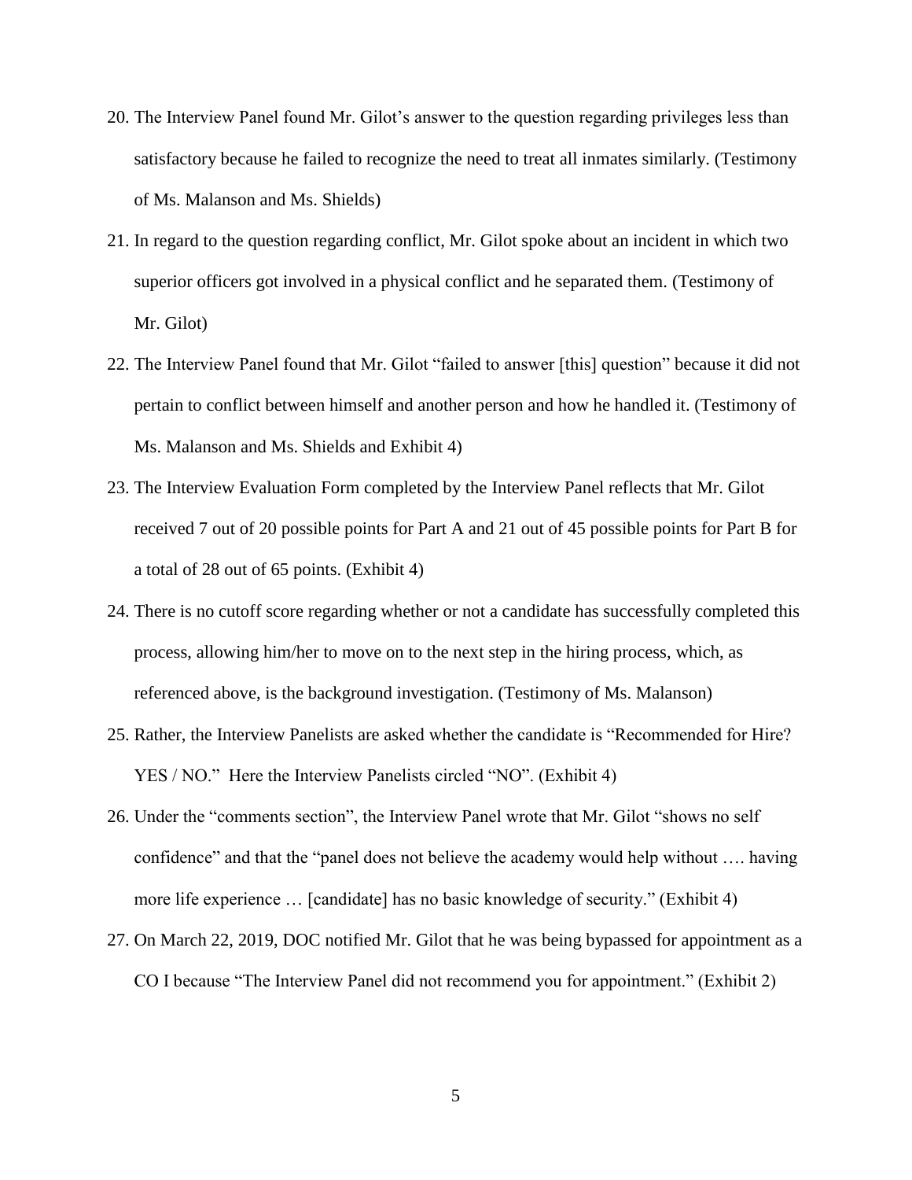20. The Interview Panel found Mr. Gilot's answer to the question regarding privileges less than satisfactory because he failed to recognize the need to treat all inmates similarly. (Testimony of Ms. Malanson and Ms. Shields)
21. In regard to the question regarding conflict, Mr. Gilot spoke about an incident in which two superior officers got involved in a physical conflict and he separated them. (Testimony of Mr. Gilot)
22. The Interview Panel found that Mr. Gilot "failed to answer [this] question" because it did not pertain to conflict between himself and another person and how he handled it. (Testimony of Ms. Malanson and Ms. Shields and Exhibit 4)
23. The Interview Evaluation Form completed by the Interview Panel reflects that Mr. Gilot received 7 out of 20 possible points for Part A and 21 out of 45 possible points for Part B for a total of 28 out of 65 points. (Exhibit 4)
24. There is no cutoff score regarding whether or not a candidate has successfully completed this process, allowing him/her to move on to the next step in the hiring process, which, as referenced above, is the background investigation. (Testimony of Ms. Malanson)
25. Rather, the Interview Panelists are asked whether the candidate is "Recommended for Hire? YES / NO." Here the Interview Panelists circled "NO". (Exhibit 4)
26. Under the "comments section", the Interview Panel wrote that Mr. Gilot "shows no self confidence" and that the "panel does not believe the academy would help without …. having more life experience … [candidate] has no basic knowledge of security." (Exhibit 4)
27. On March 22, 2019, DOC notified Mr. Gilot that he was being bypassed for appointment as a CO I because "The Interview Panel did not recommend you for appointment." (Exhibit 2)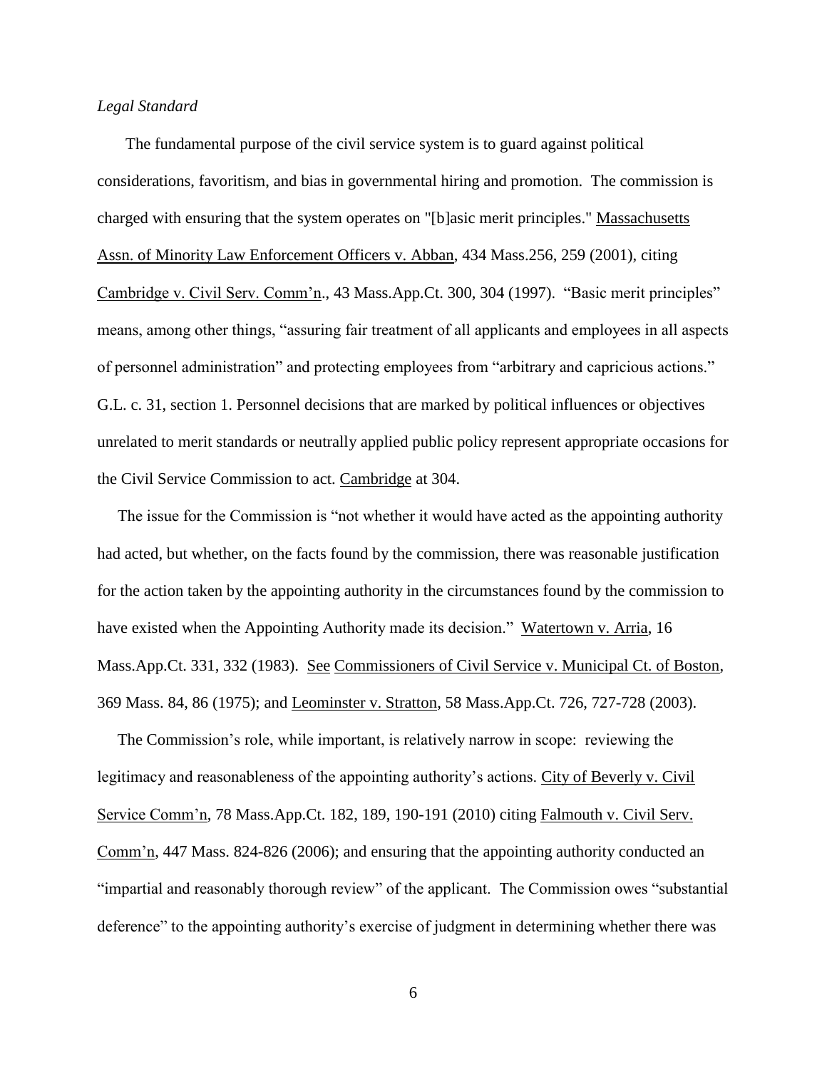*Legal Standard*

The fundamental purpose of the civil service system is to guard against political considerations, favoritism, and bias in governmental hiring and promotion. The commission is charged with ensuring that the system operates on "[b]asic merit principles." Massachusetts Assn. of Minority Law Enforcement Officers v. Abban, 434 Mass.256, 259 (2001), citing Cambridge v. Civil Serv. Comm'n., 43 Mass.App.Ct. 300, 304 (1997). "Basic merit principles" means, among other things, "assuring fair treatment of all applicants and employees in all aspects of personnel administration" and protecting employees from "arbitrary and capricious actions." G.L. c. 31, section 1. Personnel decisions that are marked by political influences or objectives unrelated to merit standards or neutrally applied public policy represent appropriate occasions for the Civil Service Commission to act. Cambridge at 304.

The issue for the Commission is "not whether it would have acted as the appointing authority had acted, but whether, on the facts found by the commission, there was reasonable justification for the action taken by the appointing authority in the circumstances found by the commission to have existed when the Appointing Authority made its decision." Watertown v. Arria, 16 Mass.App.Ct. 331, 332 (1983). See Commissioners of Civil Service v. Municipal Ct. of Boston, 369 Mass. 84, 86 (1975); and Leominster v. Stratton, 58 Mass.App.Ct. 726, 727-728 (2003).

The Commission's role, while important, is relatively narrow in scope: reviewing the legitimacy and reasonableness of the appointing authority's actions. City of Beverly v. Civil Service Comm'n, 78 Mass.App.Ct. 182, 189, 190-191 (2010) citing Falmouth v. Civil Serv. Comm'n, 447 Mass. 824-826 (2006); and ensuring that the appointing authority conducted an "impartial and reasonably thorough review" of the applicant. The Commission owes "substantial deference" to the appointing authority's exercise of judgment in determining whether there was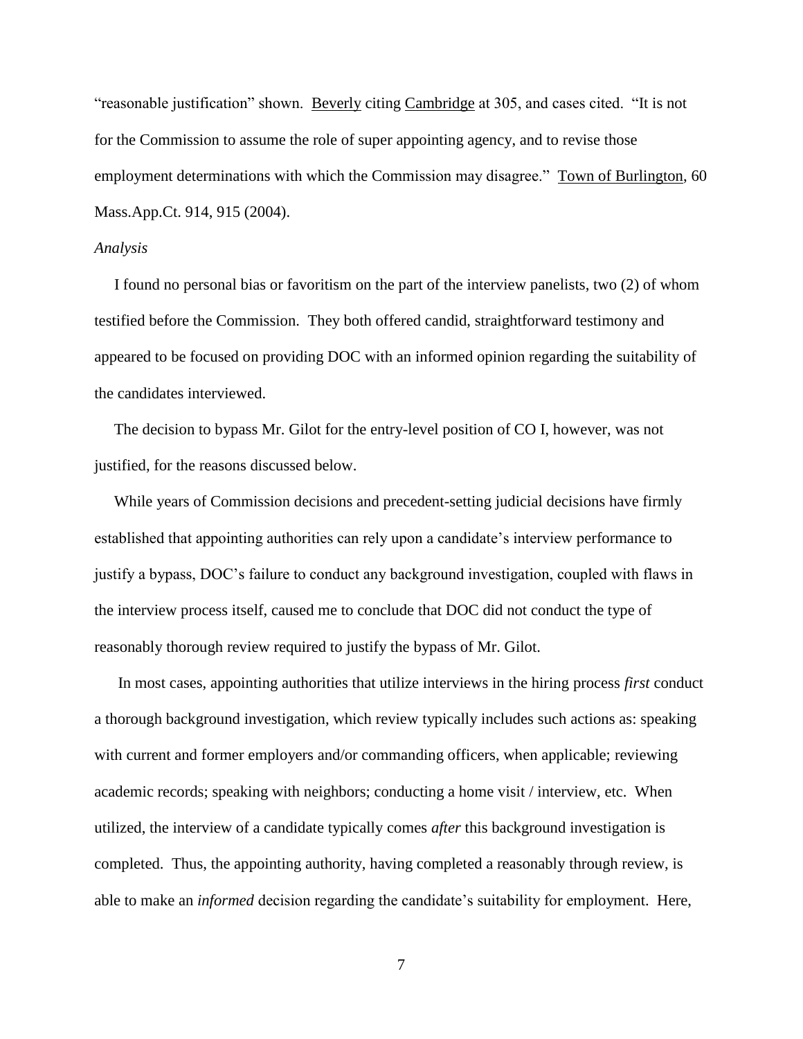"reasonable justification" shown. Beverly citing Cambridge at 305, and cases cited. "It is not for the Commission to assume the role of super appointing agency, and to revise those employment determinations with which the Commission may disagree." Town of Burlington, 60 Mass.App.Ct. 914, 915 (2004).

*Analysis*

I found no personal bias or favoritism on the part of the interview panelists, two (2) of whom testified before the Commission. They both offered candid, straightforward testimony and appeared to be focused on providing DOC with an informed opinion regarding the suitability of the candidates interviewed.

The decision to bypass Mr. Gilot for the entry-level position of CO I, however, was not justified, for the reasons discussed below.

While years of Commission decisions and precedent-setting judicial decisions have firmly established that appointing authorities can rely upon a candidate's interview performance to justify a bypass, DOC's failure to conduct any background investigation, coupled with flaws in the interview process itself, caused me to conclude that DOC did not conduct the type of reasonably thorough review required to justify the bypass of Mr. Gilot.

In most cases, appointing authorities that utilize interviews in the hiring process *first* conduct a thorough background investigation, which review typically includes such actions as: speaking with current and former employers and/or commanding officers, when applicable; reviewing academic records; speaking with neighbors; conducting a home visit / interview, etc. When utilized, the interview of a candidate typically comes *after* this background investigation is completed. Thus, the appointing authority, having completed a reasonably through review, is able to make an *informed* decision regarding the candidate's suitability for employment. Here,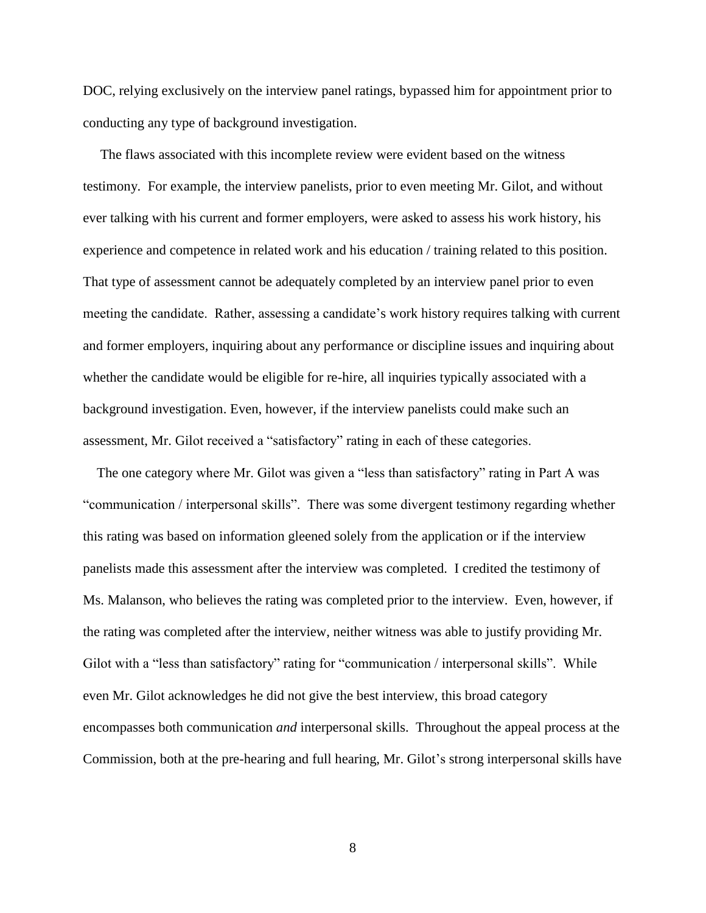DOC, relying exclusively on the interview panel ratings, bypassed him for appointment prior to conducting any type of background investigation.

The flaws associated with this incomplete review were evident based on the witness testimony. For example, the interview panelists, prior to even meeting Mr. Gilot, and without ever talking with his current and former employers, were asked to assess his work history, his experience and competence in related work and his education / training related to this position. That type of assessment cannot be adequately completed by an interview panel prior to even meeting the candidate. Rather, assessing a candidate's work history requires talking with current and former employers, inquiring about any performance or discipline issues and inquiring about whether the candidate would be eligible for re-hire, all inquiries typically associated with a background investigation. Even, however, if the interview panelists could make such an assessment, Mr. Gilot received a "satisfactory" rating in each of these categories.

The one category where Mr. Gilot was given a "less than satisfactory" rating in Part A was "communication / interpersonal skills". There was some divergent testimony regarding whether this rating was based on information gleened solely from the application or if the interview panelists made this assessment after the interview was completed. I credited the testimony of Ms. Malanson, who believes the rating was completed prior to the interview. Even, however, if the rating was completed after the interview, neither witness was able to justify providing Mr. Gilot with a "less than satisfactory" rating for "communication / interpersonal skills". While even Mr. Gilot acknowledges he did not give the best interview, this broad category encompasses both communication *and* interpersonal skills. Throughout the appeal process at the Commission, both at the pre-hearing and full hearing, Mr. Gilot's strong interpersonal skills have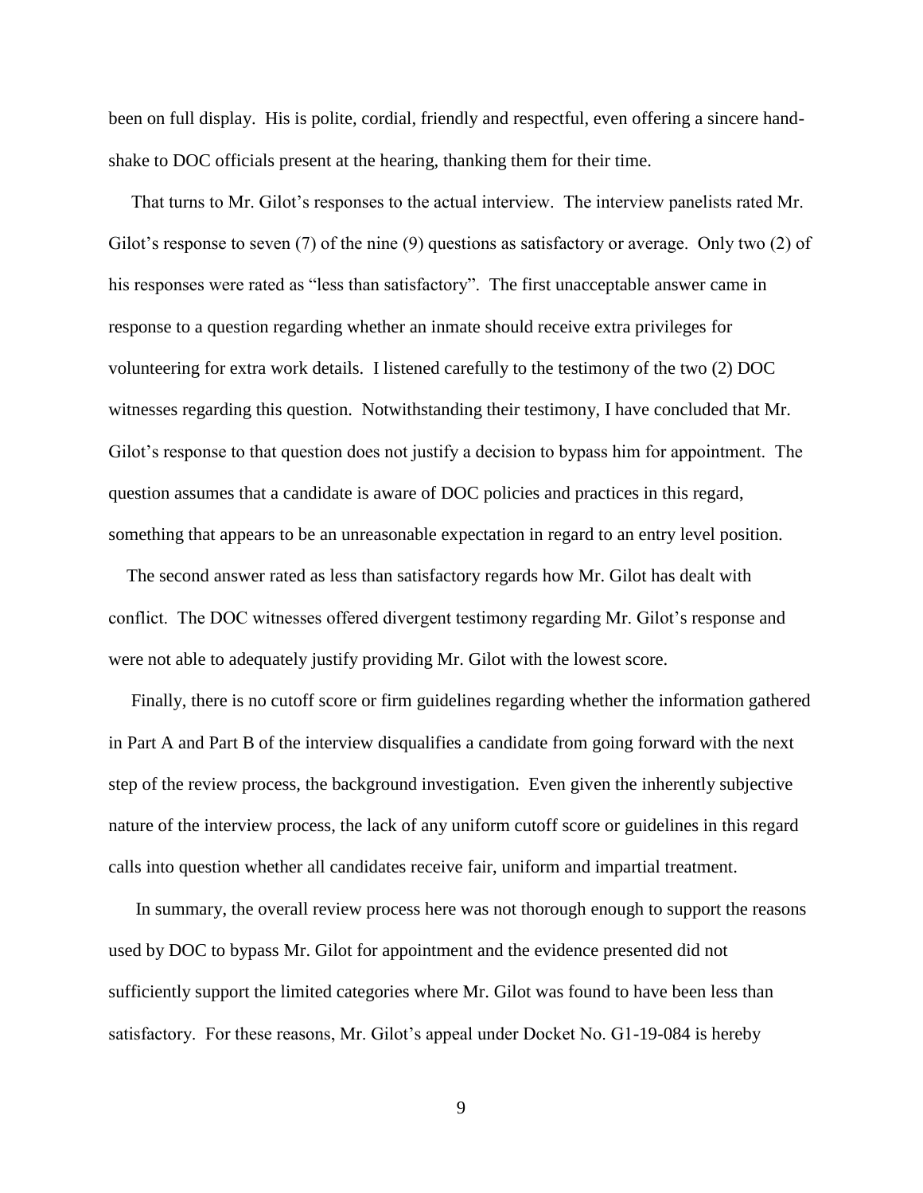been on full display. His is polite, cordial, friendly and respectful, even offering a sincere hand-shake to DOC officials present at the hearing, thanking them for their time.

That turns to Mr. Gilot's responses to the actual interview. The interview panelists rated Mr. Gilot's response to seven (7) of the nine (9) questions as satisfactory or average. Only two (2) of his responses were rated as "less than satisfactory". The first unacceptable answer came in response to a question regarding whether an inmate should receive extra privileges for volunteering for extra work details. I listened carefully to the testimony of the two (2) DOC witnesses regarding this question. Notwithstanding their testimony, I have concluded that Mr. Gilot's response to that question does not justify a decision to bypass him for appointment. The question assumes that a candidate is aware of DOC policies and practices in this regard, something that appears to be an unreasonable expectation in regard to an entry level position.

The second answer rated as less than satisfactory regards how Mr. Gilot has dealt with conflict. The DOC witnesses offered divergent testimony regarding Mr. Gilot's response and were not able to adequately justify providing Mr. Gilot with the lowest score.

Finally, there is no cutoff score or firm guidelines regarding whether the information gathered in Part A and Part B of the interview disqualifies a candidate from going forward with the next step of the review process, the background investigation. Even given the inherently subjective nature of the interview process, the lack of any uniform cutoff score or guidelines in this regard calls into question whether all candidates receive fair, uniform and impartial treatment.

In summary, the overall review process here was not thorough enough to support the reasons used by DOC to bypass Mr. Gilot for appointment and the evidence presented did not sufficiently support the limited categories where Mr. Gilot was found to have been less than satisfactory. For these reasons, Mr. Gilot's appeal under Docket No. G1-19-084 is hereby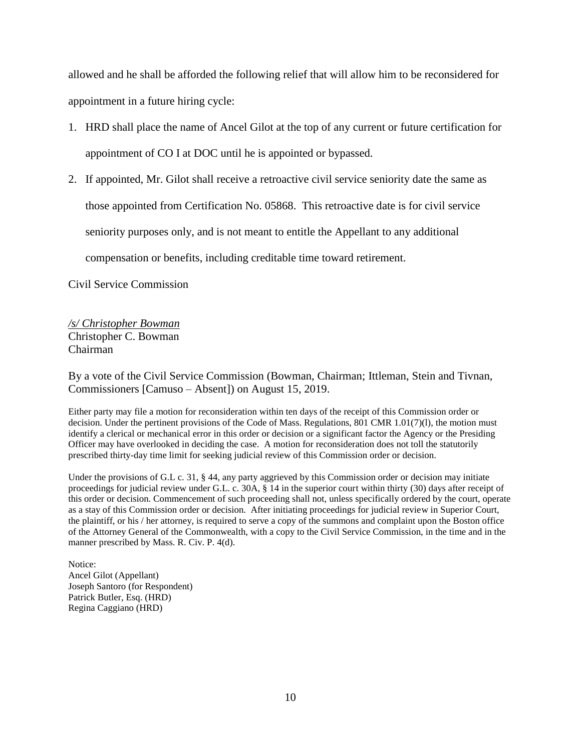allowed and he shall be afforded the following relief that will allow him to be reconsidered for appointment in a future hiring cycle:

1. HRD shall place the name of Ancel Gilot at the top of any current or future certification for appointment of CO I at DOC until he is appointed or bypassed.
2. If appointed, Mr. Gilot shall receive a retroactive civil service seniority date the same as those appointed from Certification No. 05868. This retroactive date is for civil service seniority purposes only, and is not meant to entitle the Appellant to any additional compensation or benefits, including creditable time toward retirement.

Civil Service Commission

*/s/ Christopher Bowman*
Christopher C. Bowman
Chairman

By a vote of the Civil Service Commission (Bowman, Chairman; Ittleman, Stein and Tivnan, Commissioners [Camuso – Absent]) on August 15, 2019.

Either party may file a motion for reconsideration within ten days of the receipt of this Commission order or decision. Under the pertinent provisions of the Code of Mass. Regulations, 801 CMR 1.01(7)(l), the motion must identify a clerical or mechanical error in this order or decision or a significant factor the Agency or the Presiding Officer may have overlooked in deciding the case. A motion for reconsideration does not toll the statutorily prescribed thirty-day time limit for seeking judicial review of this Commission order or decision.

Under the provisions of G.L c. 31, § 44, any party aggrieved by this Commission order or decision may initiate proceedings for judicial review under G.L. c. 30A, § 14 in the superior court within thirty (30) days after receipt of this order or decision. Commencement of such proceeding shall not, unless specifically ordered by the court, operate as a stay of this Commission order or decision. After initiating proceedings for judicial review in Superior Court, the plaintiff, or his / her attorney, is required to serve a copy of the summons and complaint upon the Boston office of the Attorney General of the Commonwealth, with a copy to the Civil Service Commission, in the time and in the manner prescribed by Mass. R. Civ. P. 4(d).

Notice:
Ancel Gilot (Appellant)
Joseph Santoro (for Respondent)
Patrick Butler, Esq. (HRD)
Regina Caggiano (HRD)